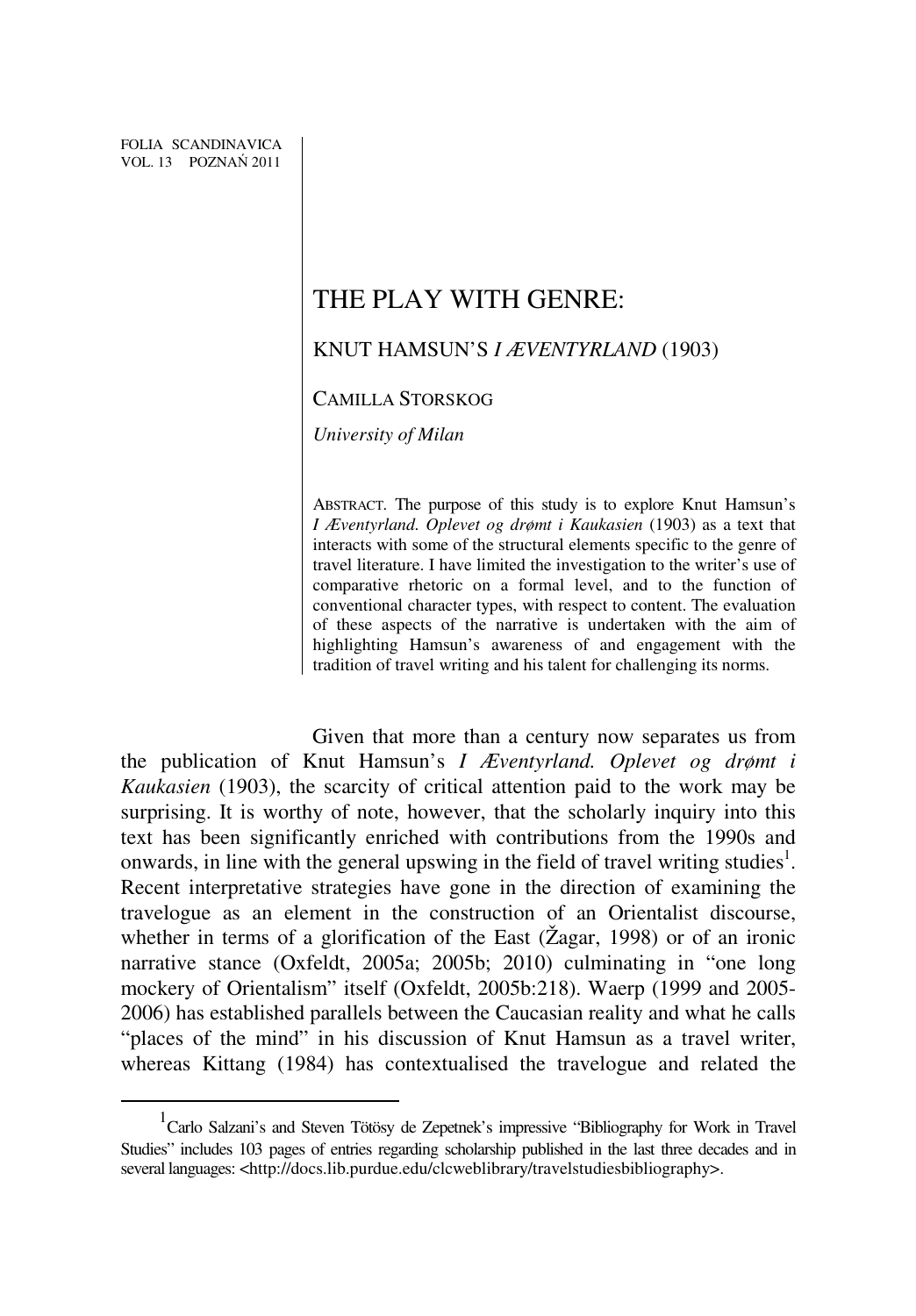FOLIA SCANDINAVICA
VOL. 13 POZNAŃ 2011

# THE PLAY WITH GENRE:

## KNUT HAMSUN'S *I ÆVENTYRLAND* (1903)

CAMILLA STORSKOG

*University of Milan*

ABSTRACT. The purpose of this study is to explore Knut Hamsun's *I Æventyrland. Oplevet og drømt i Kaukasien* (1903) as a text that interacts with some of the structural elements specific to the genre of travel literature. I have limited the investigation to the writer's use of comparative rhetoric on a formal level, and to the function of conventional character types, with respect to content. The evaluation of these aspects of the narrative is undertaken with the aim of highlighting Hamsun's awareness of and engagement with the tradition of travel writing and his talent for challenging its norms.

Given that more than a century now separates us from the publication of Knut Hamsun's *I Æventyrland. Oplevet og drømt i Kaukasien* (1903), the scarcity of critical attention paid to the work may be surprising. It is worthy of note, however, that the scholarly inquiry into this text has been significantly enriched with contributions from the 1990s and onwards, in line with the general upswing in the field of travel writing studies[1]. Recent interpretative strategies have gone in the direction of examining the travelogue as an element in the construction of an Orientalist discourse, whether in terms of a glorification of the East (Žagar, 1998) or of an ironic narrative stance (Oxfeldt, 2005a; 2005b; 2010) culminating in "one long mockery of Orientalism" itself (Oxfeldt, 2005b:218). Waerp (1999 and 2005-2006) has established parallels between the Caucasian reality and what he calls "places of the mind" in his discussion of Knut Hamsun as a travel writer, whereas Kittang (1984) has contextualised the travelogue and related the

[1] Carlo Salzani's and Steven Tötösy de Zepetnek's impressive "Bibliography for Work in Travel Studies" includes 103 pages of entries regarding scholarship published in the last three decades and in several languages: <http://docs.lib.purdue.edu/clcweblibrary/travelstudiesbibliography>.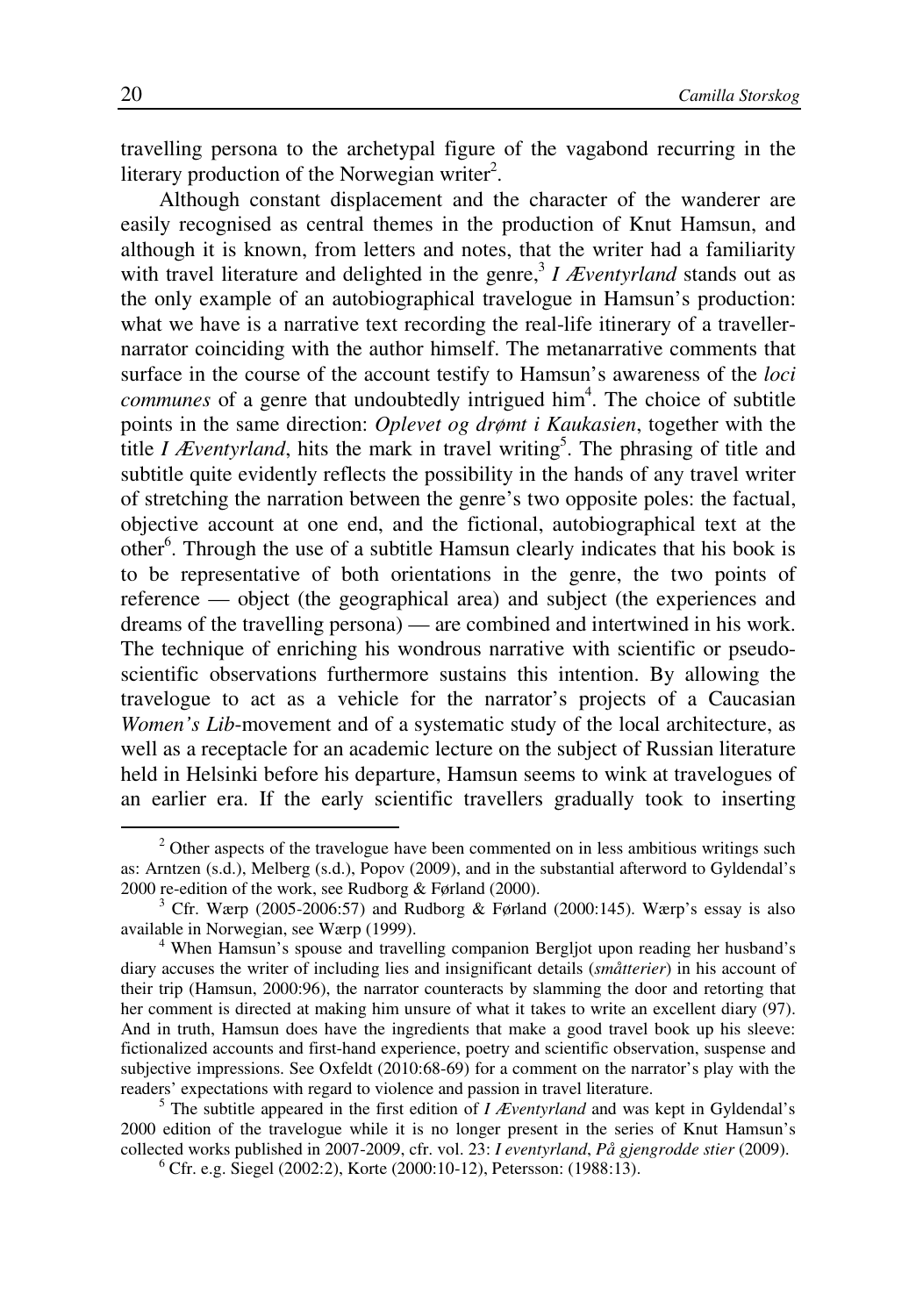travelling persona to the archetypal figure of the vagabond recurring in the literary production of the Norwegian writer[2].

Although constant displacement and the character of the wanderer are easily recognised as central themes in the production of Knut Hamsun, and although it is known, from letters and notes, that the writer had a familiarity with travel literature and delighted in the genre,[3] *I Æventyrland* stands out as the only example of an autobiographical travelogue in Hamsun's production: what we have is a narrative text recording the real-life itinerary of a traveller-narrator coinciding with the author himself. The metanarrative comments that surface in the course of the account testify to Hamsun's awareness of the *loci communes* of a genre that undoubtedly intrigued him[4]. The choice of subtitle points in the same direction: *Oplevet og drømt i Kaukasien*, together with the title *I Æventyrland*, hits the mark in travel writing[5]. The phrasing of title and subtitle quite evidently reflects the possibility in the hands of any travel writer of stretching the narration between the genre's two opposite poles: the factual, objective account at one end, and the fictional, autobiographical text at the other[6]. Through the use of a subtitle Hamsun clearly indicates that his book is to be representative of both orientations in the genre, the two points of reference — object (the geographical area) and subject (the experiences and dreams of the travelling persona) — are combined and intertwined in his work. The technique of enriching his wondrous narrative with scientific or pseudo-scientific observations furthermore sustains this intention. By allowing the travelogue to act as a vehicle for the narrator's projects of a Caucasian *Women's Lib*-movement and of a systematic study of the local architecture, as well as a receptacle for an academic lecture on the subject of Russian literature held in Helsinki before his departure, Hamsun seems to wink at travelogues of an earlier era. If the early scientific travellers gradually took to inserting

[2] Other aspects of the travelogue have been commented on in less ambitious writings such as: Arntzen (s.d.), Melberg (s.d.), Popov (2009), and in the substantial afterword to Gyldendal's 2000 re-edition of the work, see Rudborg & Førland (2000).

[3] Cfr. Wærp (2005-2006:57) and Rudborg & Førland (2000:145). Wærp's essay is also available in Norwegian, see Wærp (1999).

[4] When Hamsun's spouse and travelling companion Bergljot upon reading her husband's diary accuses the writer of including lies and insignificant details (*småtterier*) in his account of their trip (Hamsun, 2000:96), the narrator counteracts by slamming the door and retorting that her comment is directed at making him unsure of what it takes to write an excellent diary (97). And in truth, Hamsun does have the ingredients that make a good travel book up his sleeve: fictionalized accounts and first-hand experience, poetry and scientific observation, suspense and subjective impressions. See Oxfeldt (2010:68-69) for a comment on the narrator's play with the readers' expectations with regard to violence and passion in travel literature.

[5] The subtitle appeared in the first edition of *I Æventyrland* and was kept in Gyldendal's 2000 edition of the travelogue while it is no longer present in the series of Knut Hamsun's collected works published in 2007-2009, cfr. vol. 23: *I eventyrland*, *På gjengrodde stier* (2009).

[6] Cfr. e.g. Siegel (2002:2), Korte (2000:10-12), Petersson: (1988:13).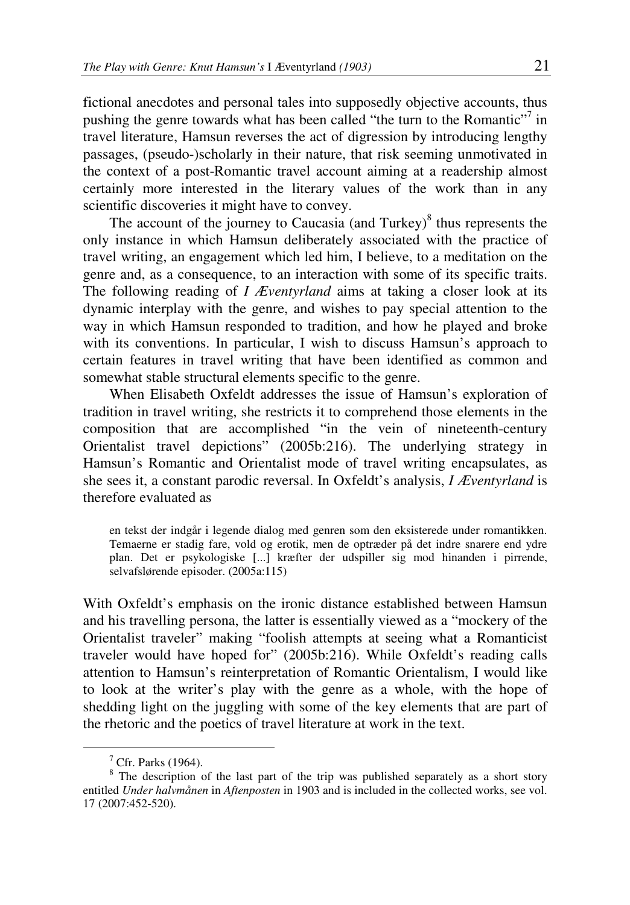fictional anecdotes and personal tales into supposedly objective accounts, thus pushing the genre towards what has been called "the turn to the Romantic"[7] in travel literature, Hamsun reverses the act of digression by introducing lengthy passages, (pseudo-)scholarly in their nature, that risk seeming unmotivated in the context of a post-Romantic travel account aiming at a readership almost certainly more interested in the literary values of the work than in any scientific discoveries it might have to convey.

The account of the journey to Caucasia (and Turkey)[8] thus represents the only instance in which Hamsun deliberately associated with the practice of travel writing, an engagement which led him, I believe, to a meditation on the genre and, as a consequence, to an interaction with some of its specific traits. The following reading of *I Æventyrland* aims at taking a closer look at its dynamic interplay with the genre, and wishes to pay special attention to the way in which Hamsun responded to tradition, and how he played and broke with its conventions. In particular, I wish to discuss Hamsun's approach to certain features in travel writing that have been identified as common and somewhat stable structural elements specific to the genre.

When Elisabeth Oxfeldt addresses the issue of Hamsun's exploration of tradition in travel writing, she restricts it to comprehend those elements in the composition that are accomplished "in the vein of nineteenth-century Orientalist travel depictions" (2005b:216). The underlying strategy in Hamsun's Romantic and Orientalist mode of travel writing encapsulates, as she sees it, a constant parodic reversal. In Oxfeldt's analysis, *I Æventyrland* is therefore evaluated as

> en tekst der indgår i legende dialog med genren som den eksisterede under romantikken. Temaerne er stadig fare, vold og erotik, men de optræder på det indre snarere end ydre plan. Det er psykologiske [...] kræfter der udspiller sig mod hinanden i pirrende, selvafslørende episoder. (2005a:115)

With Oxfeldt's emphasis on the ironic distance established between Hamsun and his travelling persona, the latter is essentially viewed as a "mockery of the Orientalist traveler" making "foolish attempts at seeing what a Romanticist traveler would have hoped for" (2005b:216). While Oxfeldt's reading calls attention to Hamsun's reinterpretation of Romantic Orientalism, I would like to look at the writer's play with the genre as a whole, with the hope of shedding light on the juggling with some of the key elements that are part of the rhetoric and the poetics of travel literature at work in the text.

---

[7] Cfr. Parks (1964).

[8] The description of the last part of the trip was published separately as a short story entitled *Under halvmånen* in *Aftenposten* in 1903 and is included in the collected works, see vol. 17 (2007:452-520).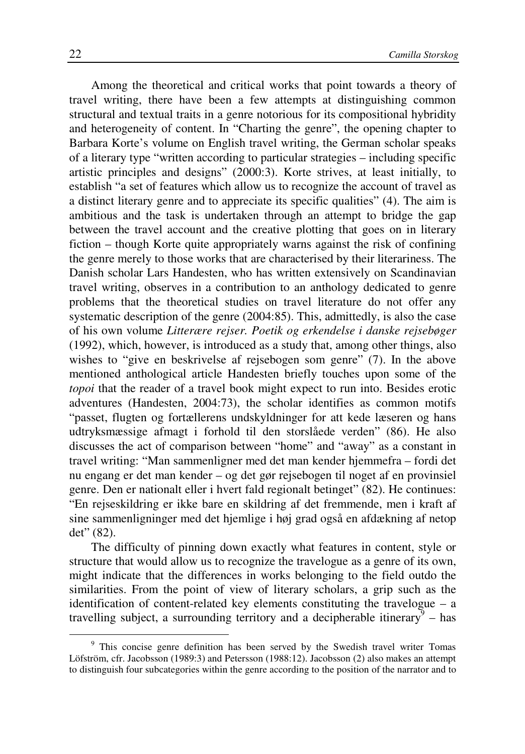Among the theoretical and critical works that point towards a theory of travel writing, there have been a few attempts at distinguishing common structural and textual traits in a genre notorious for its compositional hybridity and heterogeneity of content. In "Charting the genre", the opening chapter to Barbara Korte's volume on English travel writing, the German scholar speaks of a literary type "written according to particular strategies – including specific artistic principles and designs" (2000:3). Korte strives, at least initially, to establish "a set of features which allow us to recognize the account of travel as a distinct literary genre and to appreciate its specific qualities" (4). The aim is ambitious and the task is undertaken through an attempt to bridge the gap between the travel account and the creative plotting that goes on in literary fiction – though Korte quite appropriately warns against the risk of confining the genre merely to those works that are characterised by their literariness. The Danish scholar Lars Handesten, who has written extensively on Scandinavian travel writing, observes in a contribution to an anthology dedicated to genre problems that the theoretical studies on travel literature do not offer any systematic description of the genre (2004:85). This, admittedly, is also the case of his own volume *Litterære rejser. Poetik og erkendelse i danske rejsebøger* (1992), which, however, is introduced as a study that, among other things, also wishes to "give en beskrivelse af rejsebogen som genre" (7). In the above mentioned anthological article Handesten briefly touches upon some of the *topoi* that the reader of a travel book might expect to run into. Besides erotic adventures (Handesten, 2004:73), the scholar identifies as common motifs "passet, flugten og fortællerens undskyldninger for att kede læseren og hans udtryksmæssige afmagt i forhold til den storslåede verden" (86). He also discusses the act of comparison between "home" and "away" as a constant in travel writing: "Man sammenligner med det man kender hjemmefra – fordi det nu engang er det man kender – og det gør rejsebogen til noget af en provinsiel genre. Den er nationalt eller i hvert fald regionalt betinget" (82). He continues: "En rejseskildring er ikke bare en skildring af det fremmende, men i kraft af sine sammenligninger med det hjemlige i høj grad også en afdækning af netop det" (82).

The difficulty of pinning down exactly what features in content, style or structure that would allow us to recognize the travelogue as a genre of its own, might indicate that the differences in works belonging to the field outdo the similarities. From the point of view of literary scholars, a grip such as the identification of content-related key elements constituting the travelogue – a travelling subject, a surrounding territory and a decipherable itinerary[9] – has

[9] This concise genre definition has been served by the Swedish travel writer Tomas Löfström, cfr. Jacobsson (1989:3) and Petersson (1988:12). Jacobsson (2) also makes an attempt to distinguish four subcategories within the genre according to the position of the narrator and to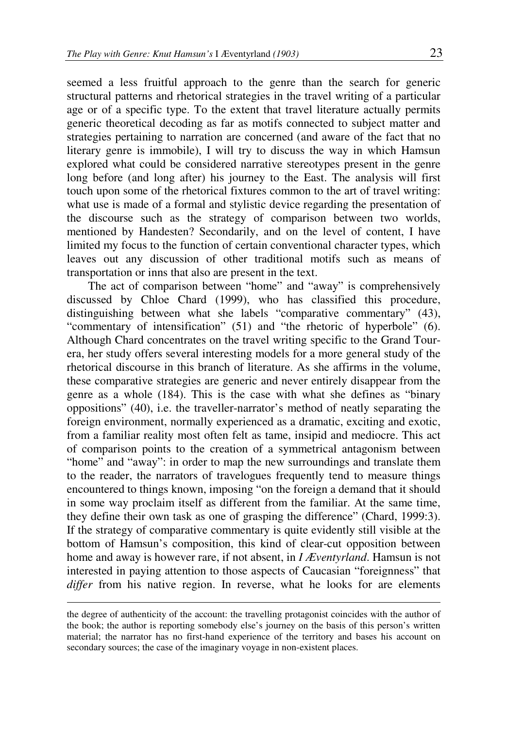seemed a less fruitful approach to the genre than the search for generic structural patterns and rhetorical strategies in the travel writing of a particular age or of a specific type. To the extent that travel literature actually permits generic theoretical decoding as far as motifs connected to subject matter and strategies pertaining to narration are concerned (and aware of the fact that no literary genre is immobile), I will try to discuss the way in which Hamsun explored what could be considered narrative stereotypes present in the genre long before (and long after) his journey to the East. The analysis will first touch upon some of the rhetorical fixtures common to the art of travel writing: what use is made of a formal and stylistic device regarding the presentation of the discourse such as the strategy of comparison between two worlds, mentioned by Handesten? Secondarily, and on the level of content, I have limited my focus to the function of certain conventional character types, which leaves out any discussion of other traditional motifs such as means of transportation or inns that also are present in the text.

The act of comparison between "home" and "away" is comprehensively discussed by Chloe Chard (1999), who has classified this procedure, distinguishing between what she labels "comparative commentary" (43), "commentary of intensification" (51) and "the rhetoric of hyperbole" (6). Although Chard concentrates on the travel writing specific to the Grand Tour-era, her study offers several interesting models for a more general study of the rhetorical discourse in this branch of literature. As she affirms in the volume, these comparative strategies are generic and never entirely disappear from the genre as a whole (184). This is the case with what she defines as "binary oppositions" (40), i.e. the traveller-narrator's method of neatly separating the foreign environment, normally experienced as a dramatic, exciting and exotic, from a familiar reality most often felt as tame, insipid and mediocre. This act of comparison points to the creation of a symmetrical antagonism between "home" and "away": in order to map the new surroundings and translate them to the reader, the narrators of travelogues frequently tend to measure things encountered to things known, imposing "on the foreign a demand that it should in some way proclaim itself as different from the familiar. At the same time, they define their own task as one of grasping the difference" (Chard, 1999:3). If the strategy of comparative commentary is quite evidently still visible at the bottom of Hamsun's composition, this kind of clear-cut opposition between home and away is however rare, if not absent, in *I Æventyrland*. Hamsun is not interested in paying attention to those aspects of Caucasian "foreignness" that *differ* from his native region. In reverse, what he looks for are elements

---

the degree of authenticity of the account: the travelling protagonist coincides with the author of the book; the author is reporting somebody else's journey on the basis of this person's written material; the narrator has no first-hand experience of the territory and bases his account on secondary sources; the case of the imaginary voyage in non-existent places.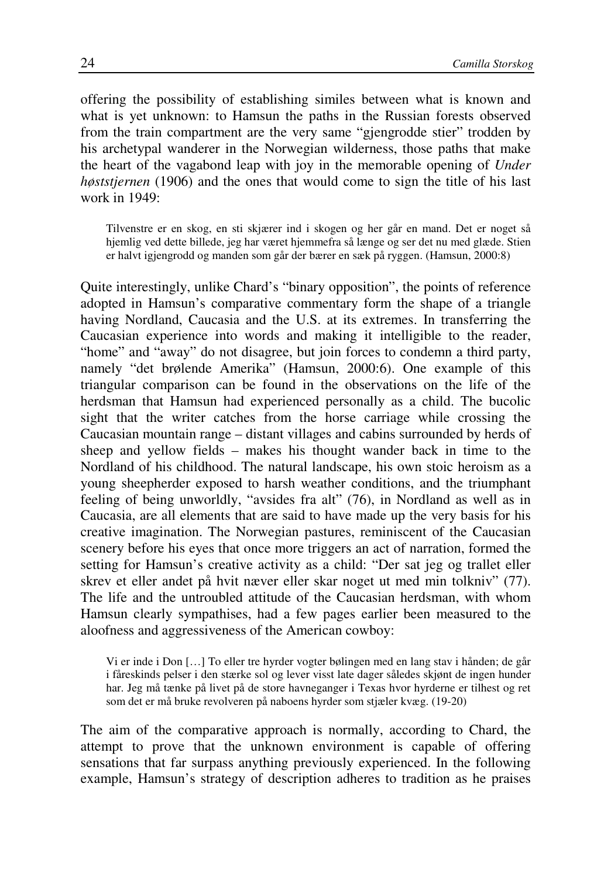offering the possibility of establishing similes between what is known and what is yet unknown: to Hamsun the paths in the Russian forests observed from the train compartment are the very same "gjengrodde stier" trodden by his archetypal wanderer in the Norwegian wilderness, those paths that make the heart of the vagabond leap with joy in the memorable opening of *Under høststjernen* (1906) and the ones that would come to sign the title of his last work in 1949:

> Tilvenstre er en skog, en sti skjærer ind i skogen og her går en mand. Det er noget så hjemlig ved dette billede, jeg har været hjemmefra så længe og ser det nu med glæde. Stien er halvt igjengrodd og manden som går der bærer en sæk på ryggen. (Hamsun, 2000:8)

Quite interestingly, unlike Chard's "binary opposition", the points of reference adopted in Hamsun's comparative commentary form the shape of a triangle having Nordland, Caucasia and the U.S. at its extremes. In transferring the Caucasian experience into words and making it intelligible to the reader, "home" and "away" do not disagree, but join forces to condemn a third party, namely "det brølende Amerika" (Hamsun, 2000:6). One example of this triangular comparison can be found in the observations on the life of the herdsman that Hamsun had experienced personally as a child. The bucolic sight that the writer catches from the horse carriage while crossing the Caucasian mountain range – distant villages and cabins surrounded by herds of sheep and yellow fields – makes his thought wander back in time to the Nordland of his childhood. The natural landscape, his own stoic heroism as a young sheepherder exposed to harsh weather conditions, and the triumphant feeling of being unworldly, "avsides fra alt" (76), in Nordland as well as in Caucasia, are all elements that are said to have made up the very basis for his creative imagination. The Norwegian pastures, reminiscent of the Caucasian scenery before his eyes that once more triggers an act of narration, formed the setting for Hamsun's creative activity as a child: "Der sat jeg og trallet eller skrev et eller andet på hvit næver eller skar noget ut med min tolkniv" (77). The life and the untroubled attitude of the Caucasian herdsman, with whom Hamsun clearly sympathises, had a few pages earlier been measured to the aloofness and aggressiveness of the American cowboy:

> Vi er inde i Don […] To eller tre hyrder vogter bølingen med en lang stav i hånden; de går i fåreskinds pelser i den stærke sol og lever visst late dager således skjønt de ingen hunder har. Jeg må tænke på livet på de store havneganger i Texas hvor hyrderne er tilhest og ret som det er må bruke revolveren på naboens hyrder som stjæler kvæg. (19-20)

The aim of the comparative approach is normally, according to Chard, the attempt to prove that the unknown environment is capable of offering sensations that far surpass anything previously experienced. In the following example, Hamsun's strategy of description adheres to tradition as he praises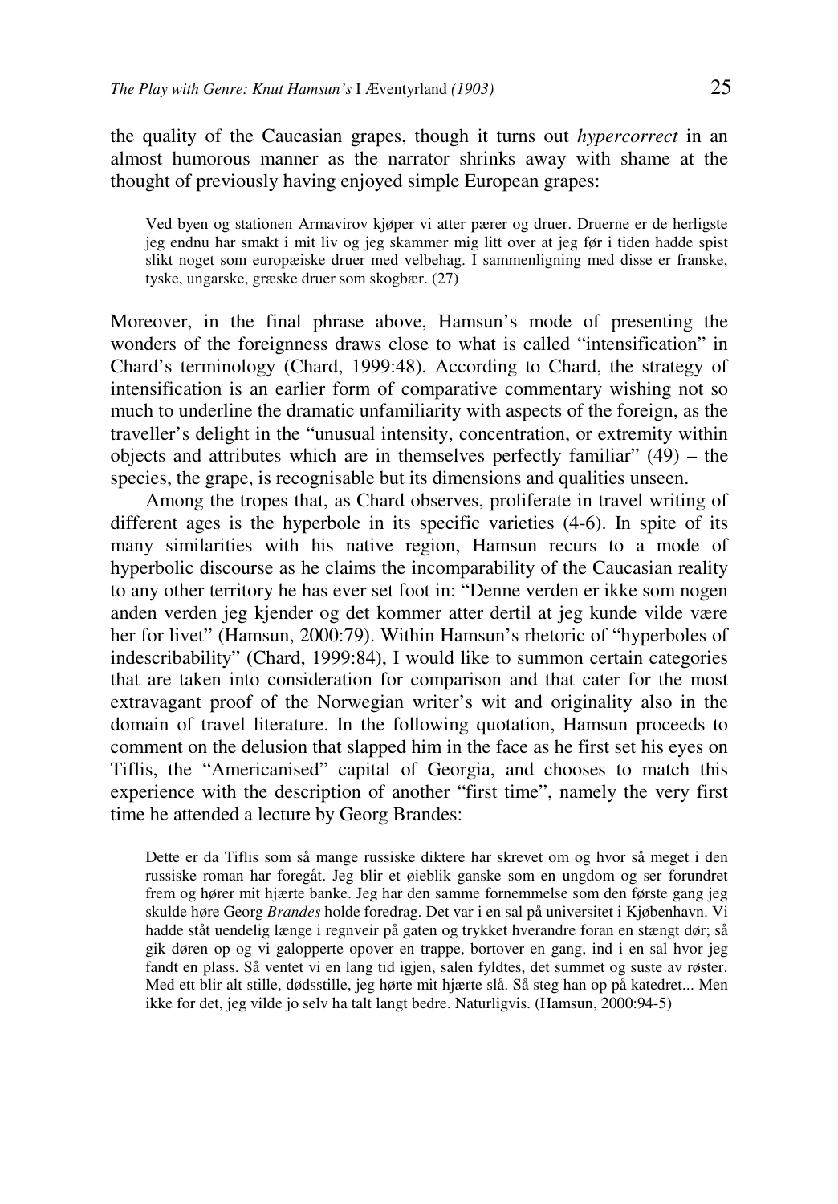the quality of the Caucasian grapes, though it turns out *hypercorrect* in an almost humorous manner as the narrator shrinks away with shame at the thought of previously having enjoyed simple European grapes:

> Ved byen og stationen Armavirov kjøper vi atter pærer og druer. Druerne er de herligste jeg endnu har smakt i mit liv og jeg skammer mig litt over at jeg før i tiden hadde spist slikt noget som europæiske druer med velbehag. I sammenligning med disse er franske, tyske, ungarske, græske druer som skogbær. (27)

Moreover, in the final phrase above, Hamsun's mode of presenting the wonders of the foreignness draws close to what is called "intensification" in Chard's terminology (Chard, 1999:48). According to Chard, the strategy of intensification is an earlier form of comparative commentary wishing not so much to underline the dramatic unfamiliarity with aspects of the foreign, as the traveller's delight in the "unusual intensity, concentration, or extremity within objects and attributes which are in themselves perfectly familiar" (49) – the species, the grape, is recognisable but its dimensions and qualities unseen.

Among the tropes that, as Chard observes, proliferate in travel writing of different ages is the hyperbole in its specific varieties (4-6). In spite of its many similarities with his native region, Hamsun recurs to a mode of hyperbolic discourse as he claims the incomparability of the Caucasian reality to any other territory he has ever set foot in: "Denne verden er ikke som nogen anden verden jeg kjender og det kommer atter dertil at jeg kunde vilde være her for livet" (Hamsun, 2000:79). Within Hamsun's rhetoric of "hyperboles of indescribability" (Chard, 1999:84), I would like to summon certain categories that are taken into consideration for comparison and that cater for the most extravagant proof of the Norwegian writer's wit and originality also in the domain of travel literature. In the following quotation, Hamsun proceeds to comment on the delusion that slapped him in the face as he first set his eyes on Tiflis, the "Americanised" capital of Georgia, and chooses to match this experience with the description of another "first time", namely the very first time he attended a lecture by Georg Brandes:

> Dette er da Tiflis som så mange russiske diktere har skrevet om og hvor så meget i den russiske roman har foregåt. Jeg blir et øieblik ganske som en ungdom og ser forundret frem og hører mit hjærte banke. Jeg har den samme fornemmelse som den første gang jeg skulde høre Georg *Brandes* holde foredrag. Det var i en sal på universitet i Kjøbenhavn. Vi hadde ståt uendelig længe i regnveir på gaten og trykket hverandre foran en stængt dør; så gik døren op og vi galopperte opover en trappe, bortover en gang, ind i en sal hvor jeg fandt en plass. Så ventet vi en lang tid igjen, salen fyldtes, det summet og suste av røster. Med ett blir alt stille, dødsstille, jeg hørte mit hjærte slå. Så steg han op på katedret... Men ikke for det, jeg vilde jo selv ha talt langt bedre. Naturligvis. (Hamsun, 2000:94-5)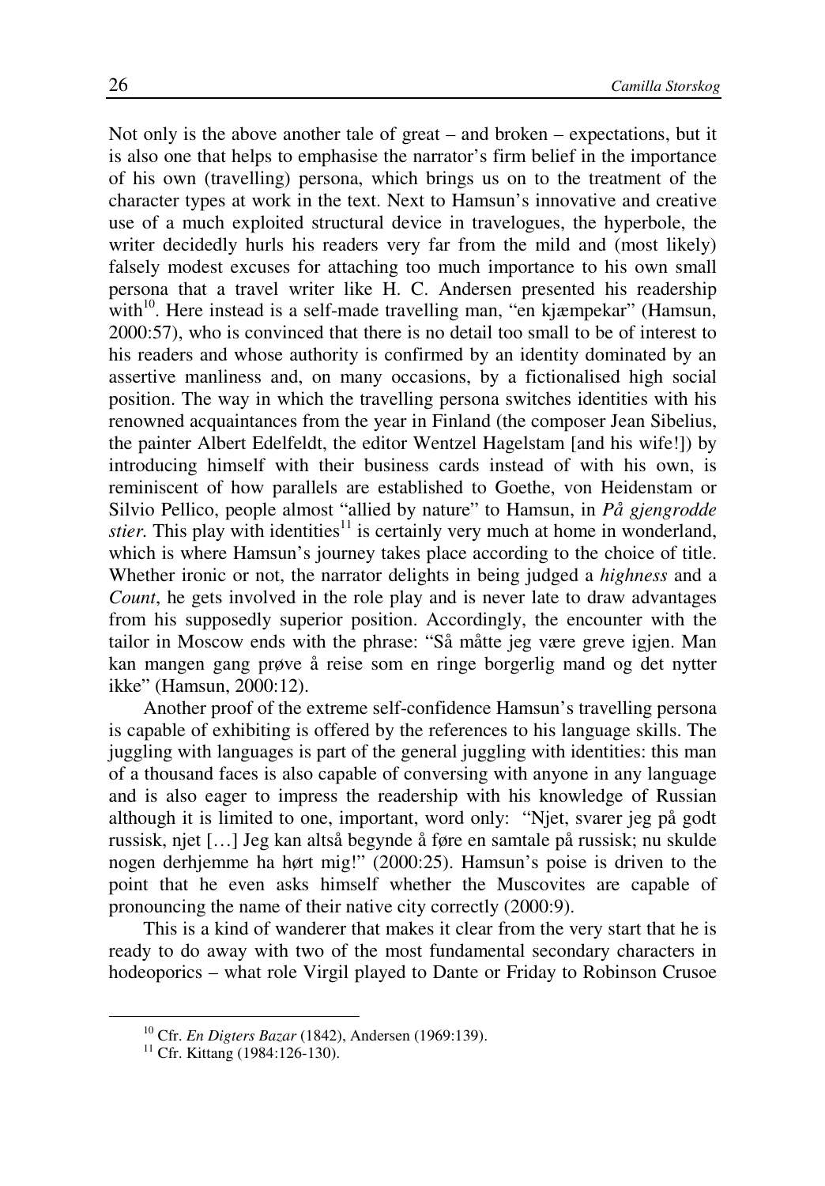Not only is the above another tale of great – and broken – expectations, but it is also one that helps to emphasise the narrator's firm belief in the importance of his own (travelling) persona, which brings us on to the treatment of the character types at work in the text. Next to Hamsun's innovative and creative use of a much exploited structural device in travelogues, the hyperbole, the writer decidedly hurls his readers very far from the mild and (most likely) falsely modest excuses for attaching too much importance to his own small persona that a travel writer like H. C. Andersen presented his readership with[10]. Here instead is a self-made travelling man, "en kjæmpekar" (Hamsun, 2000:57), who is convinced that there is no detail too small to be of interest to his readers and whose authority is confirmed by an identity dominated by an assertive manliness and, on many occasions, by a fictionalised high social position. The way in which the travelling persona switches identities with his renowned acquaintances from the year in Finland (the composer Jean Sibelius, the painter Albert Edelfeldt, the editor Wentzel Hagelstam [and his wife!]) by introducing himself with their business cards instead of with his own, is reminiscent of how parallels are established to Goethe, von Heidenstam or Silvio Pellico, people almost "allied by nature" to Hamsun, in *På gjengrodde stier*. This play with identities[11] is certainly very much at home in wonderland, which is where Hamsun's journey takes place according to the choice of title. Whether ironic or not, the narrator delights in being judged a *highness* and a *Count*, he gets involved in the role play and is never late to draw advantages from his supposedly superior position. Accordingly, the encounter with the tailor in Moscow ends with the phrase: "Så måtte jeg være greve igjen. Man kan mangen gang prøve å reise som en ringe borgerlig mand og det nytter ikke" (Hamsun, 2000:12).

Another proof of the extreme self-confidence Hamsun's travelling persona is capable of exhibiting is offered by the references to his language skills. The juggling with languages is part of the general juggling with identities: this man of a thousand faces is also capable of conversing with anyone in any language and is also eager to impress the readership with his knowledge of Russian although it is limited to one, important, word only: "Njet, svarer jeg på godt russisk, njet […] Jeg kan altså begynde å føre en samtale på russisk; nu skulde nogen derhjemme ha hørt mig!" (2000:25). Hamsun's poise is driven to the point that he even asks himself whether the Muscovites are capable of pronouncing the name of their native city correctly (2000:9).

This is a kind of wanderer that makes it clear from the very start that he is ready to do away with two of the most fundamental secondary characters in hodeoporics – what role Virgil played to Dante or Friday to Robinson Crusoe

[10] Cfr. *En Digters Bazar* (1842), Andersen (1969:139).

[11] Cfr. Kittang (1984:126-130).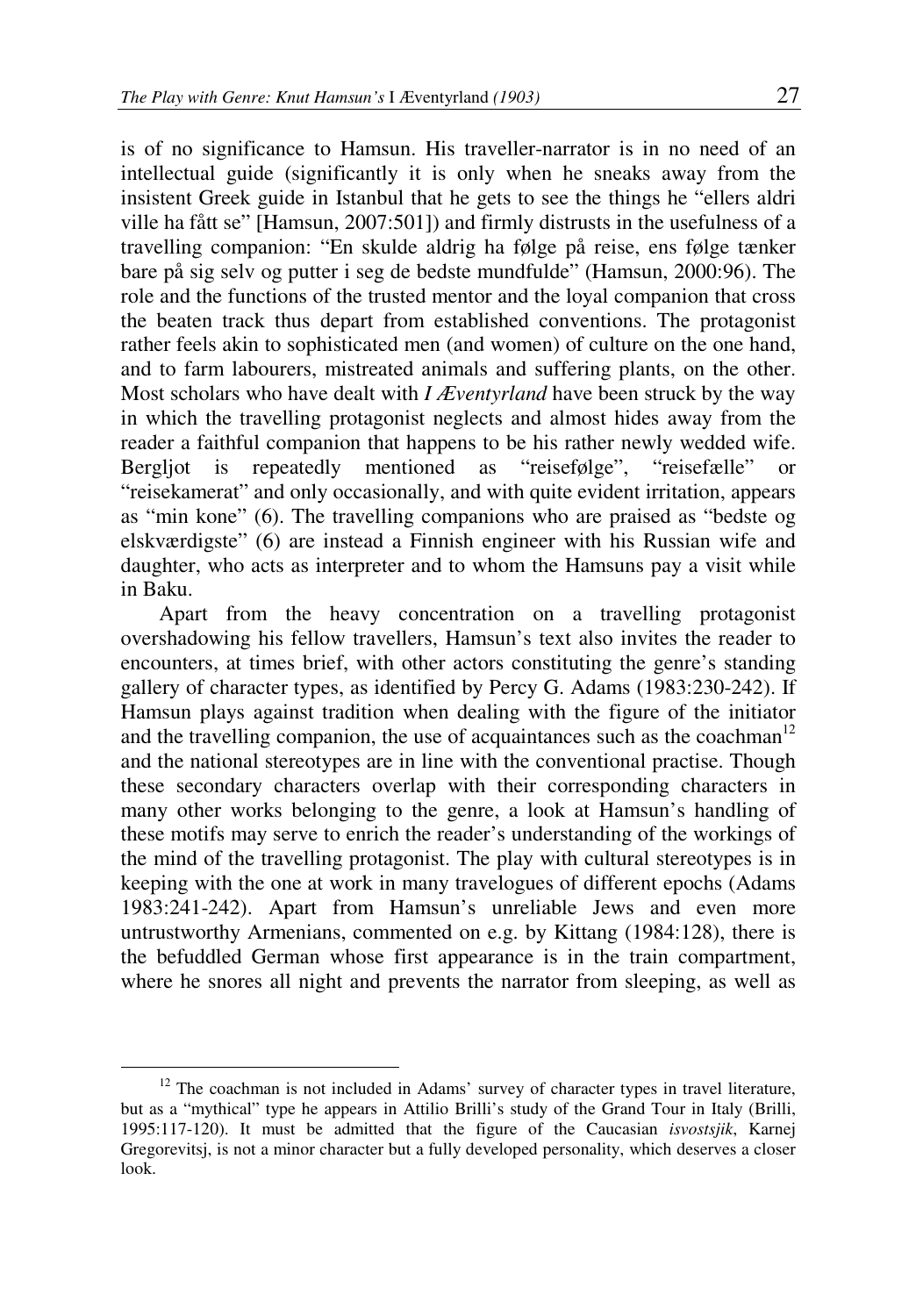is of no significance to Hamsun. His traveller-narrator is in no need of an intellectual guide (significantly it is only when he sneaks away from the insistent Greek guide in Istanbul that he gets to see the things he "ellers aldri ville ha fått se" [Hamsun, 2007:501]) and firmly distrusts in the usefulness of a travelling companion: "En skulde aldrig ha følge på reise, ens følge tænker bare på sig selv og putter i seg de bedste mundfulde" (Hamsun, 2000:96). The role and the functions of the trusted mentor and the loyal companion that cross the beaten track thus depart from established conventions. The protagonist rather feels akin to sophisticated men (and women) of culture on the one hand, and to farm labourers, mistreated animals and suffering plants, on the other. Most scholars who have dealt with *I Æventyrland* have been struck by the way in which the travelling protagonist neglects and almost hides away from the reader a faithful companion that happens to be his rather newly wedded wife. Bergljot is repeatedly mentioned as "reisefølge", "reisefælle" or "reisekamerat" and only occasionally, and with quite evident irritation, appears as "min kone" (6). The travelling companions who are praised as "bedste og elskværdigste" (6) are instead a Finnish engineer with his Russian wife and daughter, who acts as interpreter and to whom the Hamsuns pay a visit while in Baku.

Apart from the heavy concentration on a travelling protagonist overshadowing his fellow travellers, Hamsun's text also invites the reader to encounters, at times brief, with other actors constituting the genre's standing gallery of character types, as identified by Percy G. Adams (1983:230-242). If Hamsun plays against tradition when dealing with the figure of the initiator and the travelling companion, the use of acquaintances such as the coachman[12] and the national stereotypes are in line with the conventional practise. Though these secondary characters overlap with their corresponding characters in many other works belonging to the genre, a look at Hamsun's handling of these motifs may serve to enrich the reader's understanding of the workings of the mind of the travelling protagonist. The play with cultural stereotypes is in keeping with the one at work in many travelogues of different epochs (Adams 1983:241-242). Apart from Hamsun's unreliable Jews and even more untrustworthy Armenians, commented on e.g. by Kittang (1984:128), there is the befuddled German whose first appearance is in the train compartment, where he snores all night and prevents the narrator from sleeping, as well as

---

[12] The coachman is not included in Adams' survey of character types in travel literature, but as a "mythical" type he appears in Attilio Brilli's study of the Grand Tour in Italy (Brilli, 1995:117-120). It must be admitted that the figure of the Caucasian *isvostsjik*, Karnej Gregorevitsj, is not a minor character but a fully developed personality, which deserves a closer look.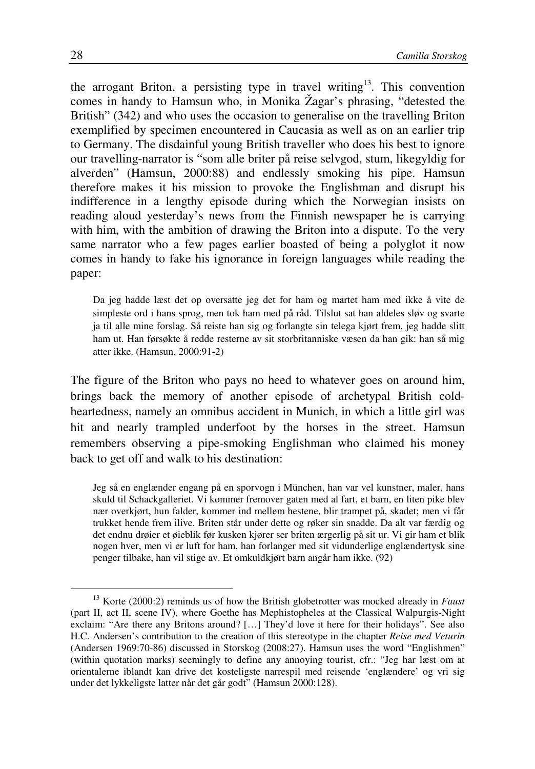the arrogant Briton, a persisting type in travel writing[13]. This convention comes in handy to Hamsun who, in Monika Žagar's phrasing, "detested the British" (342) and who uses the occasion to generalise on the travelling Briton exemplified by specimen encountered in Caucasia as well as on an earlier trip to Germany. The disdainful young British traveller who does his best to ignore our travelling-narrator is "som alle briter på reise selvgod, stum, likegyldig for alverden" (Hamsun, 2000:88) and endlessly smoking his pipe. Hamsun therefore makes it his mission to provoke the Englishman and disrupt his indifference in a lengthy episode during which the Norwegian insists on reading aloud yesterday's news from the Finnish newspaper he is carrying with him, with the ambition of drawing the Briton into a dispute. To the very same narrator who a few pages earlier boasted of being a polyglot it now comes in handy to fake his ignorance in foreign languages while reading the paper:

> Da jeg hadde læst det op oversatte jeg det for ham og martet ham med ikke å vite de simpleste ord i hans sprog, men tok ham med på råd. Tilslut sat han aldeles sløv og svarte ja til alle mine forslag. Så reiste han sig og forlangte sin telega kjørt frem, jeg hadde slitt ham ut. Han førsøkte å redde resterne av sit storbritanniske væsen da han gik: han så mig atter ikke. (Hamsun, 2000:91-2)

The figure of the Briton who pays no heed to whatever goes on around him, brings back the memory of another episode of archetypal British cold-heartedness, namely an omnibus accident in Munich, in which a little girl was hit and nearly trampled underfoot by the horses in the street. Hamsun remembers observing a pipe-smoking Englishman who claimed his money back to get off and walk to his destination:

> Jeg så en englænder engang på en sporvogn i München, han var vel kunstner, maler, hans skuld til Schackgalleriet. Vi kommer fremover gaten med al fart, et barn, en liten pike blev nær overkjørt, hun falder, kommer ind mellem hestene, blir trampet på, skadet; men vi får trukket hende frem ilive. Briten står under dette og røker sin snadde. Da alt var færdig og det endnu drøier et øieblik før kusken kjører ser briten ærgerlig på sit ur. Vi gir ham et blik nogen hver, men vi er luft for ham, han forlanger med sit vidunderlige englændertysk sine penger tilbake, han vil stige av. Et omkuldkjørt barn angår ham ikke. (92)

---

[13] Korte (2000:2) reminds us of how the British globetrotter was mocked already in *Faust* (part II, act II, scene IV), where Goethe has Mephistopheles at the Classical Walpurgis-Night exclaim: "Are there any Britons around? […] They'd love it here for their holidays". See also H.C. Andersen's contribution to the creation of this stereotype in the chapter *Reise med Veturin* (Andersen 1969:70-86) discussed in Storskog (2008:27). Hamsun uses the word "Englishmen" (within quotation marks) seemingly to define any annoying tourist, cfr.: "Jeg har læst om at orientalerne iblandt kan drive det kosteligste narrespil med reisende 'englændere' og vri sig under det lykkeligste latter når det går godt" (Hamsun 2000:128).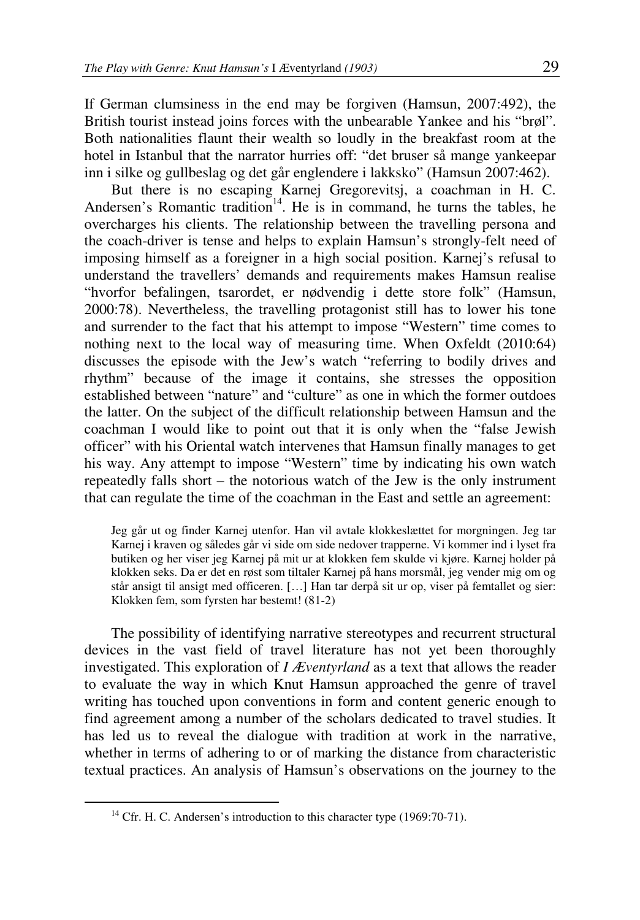If German clumsiness in the end may be forgiven (Hamsun, 2007:492), the British tourist instead joins forces with the unbearable Yankee and his "brøl". Both nationalities flaunt their wealth so loudly in the breakfast room at the hotel in Istanbul that the narrator hurries off: "det bruser så mange yankeepar inn i silke og gullbeslag og det går englendere i lakksko" (Hamsun 2007:462).

But there is no escaping Karnej Gregorevitsj, a coachman in H. C. Andersen's Romantic tradition[14]. He is in command, he turns the tables, he overcharges his clients. The relationship between the travelling persona and the coach-driver is tense and helps to explain Hamsun's strongly-felt need of imposing himself as a foreigner in a high social position. Karnej's refusal to understand the travellers' demands and requirements makes Hamsun realise "hvorfor befalingen, tsarordet, er nødvendig i dette store folk" (Hamsun, 2000:78). Nevertheless, the travelling protagonist still has to lower his tone and surrender to the fact that his attempt to impose "Western" time comes to nothing next to the local way of measuring time. When Oxfeldt (2010:64) discusses the episode with the Jew's watch "referring to bodily drives and rhythm" because of the image it contains, she stresses the opposition established between "nature" and "culture" as one in which the former outdoes the latter. On the subject of the difficult relationship between Hamsun and the coachman I would like to point out that it is only when the "false Jewish officer" with his Oriental watch intervenes that Hamsun finally manages to get his way. Any attempt to impose "Western" time by indicating his own watch repeatedly falls short – the notorious watch of the Jew is the only instrument that can regulate the time of the coachman in the East and settle an agreement:

> Jeg går ut og finder Karnej utenfor. Han vil avtale klokkeslættet for morgningen. Jeg tar Karnej i kraven og således går vi side om side nedover trapperne. Vi kommer ind i lyset fra butiken og her viser jeg Karnej på mit ur at klokken fem skulde vi kjøre. Karnej holder på klokken seks. Da er det en røst som tiltaler Karnej på hans morsmål, jeg vender mig om og står ansigt til ansigt med officeren. […] Han tar derpå sit ur op, viser på femtallet og sier: Klokken fem, som fyrsten har bestemt! (81-2)

The possibility of identifying narrative stereotypes and recurrent structural devices in the vast field of travel literature has not yet been thoroughly investigated. This exploration of *I Æventyrland* as a text that allows the reader to evaluate the way in which Knut Hamsun approached the genre of travel writing has touched upon conventions in form and content generic enough to find agreement among a number of the scholars dedicated to travel studies. It has led us to reveal the dialogue with tradition at work in the narrative, whether in terms of adhering to or of marking the distance from characteristic textual practices. An analysis of Hamsun's observations on the journey to the

---

[14] Cfr. H. C. Andersen's introduction to this character type (1969:70-71).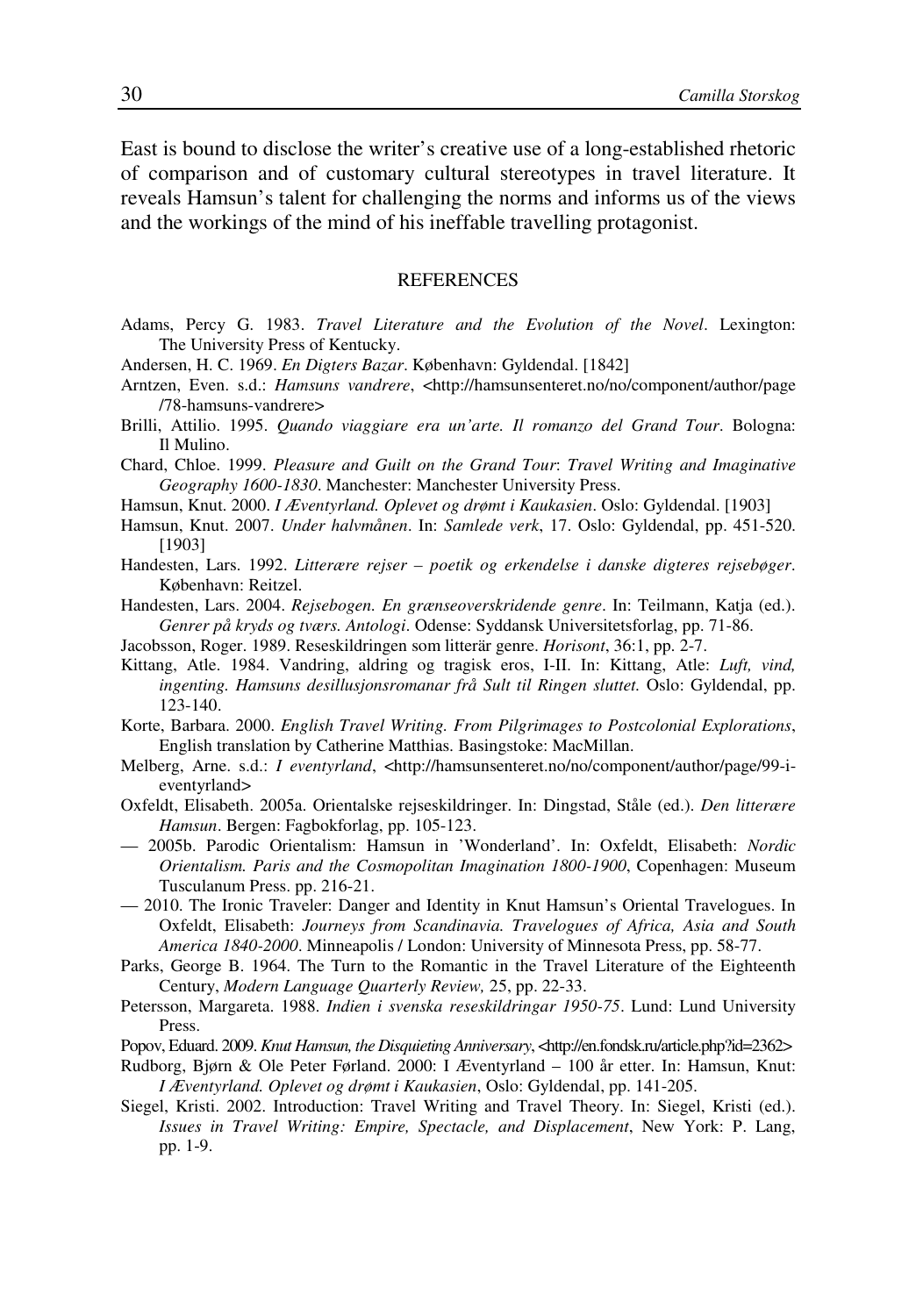East is bound to disclose the writer's creative use of a long-established rhetoric of comparison and of customary cultural stereotypes in travel literature. It reveals Hamsun's talent for challenging the norms and informs us of the views and the workings of the mind of his ineffable travelling protagonist.

## REFERENCES

Adams, Percy G. 1983. *Travel Literature and the Evolution of the Novel*. Lexington: The University Press of Kentucky.

Andersen, H. C. 1969. *En Digters Bazar*. København: Gyldendal. [1842]

Arntzen, Even. s.d.: *Hamsuns vandrere*, <http://hamsunsenteret.no/no/component/author/page/78-hamsuns-vandrere>

Brilli, Attilio. 1995. *Quando viaggiare era un'arte. Il romanzo del Grand Tour*. Bologna: Il Mulino.

Chard, Chloe. 1999. *Pleasure and Guilt on the Grand Tour*: *Travel Writing and Imaginative Geography 1600-1830*. Manchester: Manchester University Press.

Hamsun, Knut. 2000. *I Æventyrland. Oplevet og drømt i Kaukasien*. Oslo: Gyldendal. [1903]

Hamsun, Knut. 2007. *Under halvmånen*. In: *Samlede verk*, 17. Oslo: Gyldendal, pp. 451-520. [1903]

Handesten, Lars. 1992. *Litterære rejser – poetik og erkendelse i danske digteres rejsebøger*. København: Reitzel.

Handesten, Lars. 2004. *Rejsebogen. En grænseoverskridende genre*. In: Teilmann, Katja (ed.). *Genrer på kryds og tværs. Antologi*. Odense: Syddansk Universitetsforlag, pp. 71-86.

Jacobsson, Roger. 1989. Reseskildringen som litterär genre. *Horisont*, 36:1, pp. 2-7.

Kittang, Atle. 1984. Vandring, aldring og tragisk eros, I-II. In: Kittang, Atle: *Luft, vind, ingenting. Hamsuns desillusjonsromanar frå Sult til Ringen sluttet.* Oslo: Gyldendal, pp. 123-140.

Korte, Barbara. 2000. *English Travel Writing. From Pilgrimages to Postcolonial Explorations*, English translation by Catherine Matthias. Basingstoke: MacMillan.

Melberg, Arne. s.d.: *I eventyrland*, <http://hamsunsenteret.no/no/component/author/page/99-i-eventyrland>

Oxfeldt, Elisabeth. 2005a. Orientalske rejseskildringer. In: Dingstad, Ståle (ed.). *Den litterære Hamsun*. Bergen: Fagbokforlag, pp. 105-123.

— 2005b. Parodic Orientalism: Hamsun in 'Wonderland'. In: Oxfeldt, Elisabeth: *Nordic Orientalism. Paris and the Cosmopolitan Imagination 1800-1900*, Copenhagen: Museum Tusculanum Press. pp. 216-21.

— 2010. The Ironic Traveler: Danger and Identity in Knut Hamsun's Oriental Travelogues. In Oxfeldt, Elisabeth: *Journeys from Scandinavia. Travelogues of Africa, Asia and South America 1840-2000*. Minneapolis / London: University of Minnesota Press, pp. 58-77.

Parks, George B. 1964. The Turn to the Romantic in the Travel Literature of the Eighteenth Century, *Modern Language Quarterly Review,* 25, pp. 22-33.

Petersson, Margareta. 1988. *Indien i svenska reseskildringar 1950-75*. Lund: Lund University Press.

Popov, Eduard. 2009. *Knut Hamsun, the Disquieting Anniversary*, <http://en.fondsk.ru/article.php?id=2362>

Rudborg, Bjørn & Ole Peter Førland. 2000: I Æventyrland – 100 år etter. In: Hamsun, Knut: *I Æventyrland. Oplevet og drømt i Kaukasien*, Oslo: Gyldendal, pp. 141-205.

Siegel, Kristi. 2002. Introduction: Travel Writing and Travel Theory. In: Siegel, Kristi (ed.). *Issues in Travel Writing: Empire, Spectacle, and Displacement*, New York: P. Lang, pp. 1-9.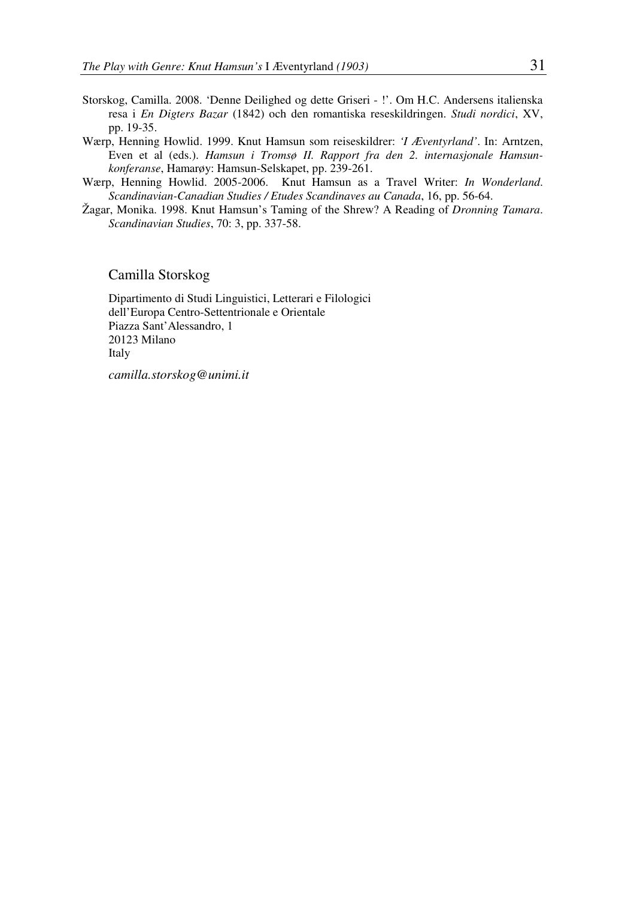Storskog, Camilla. 2008. 'Denne Deilighed og dette Griseri - !'. Om H.C. Andersens italienska resa i *En Digters Bazar* (1842) och den romantiska reseskildringen. *Studi nordici*, XV, pp. 19-35.

Wærp, Henning Howlid. 1999. Knut Hamsun som reiseskildrer: *'I Æventyrland'*. In: Arntzen, Even et al (eds.). *Hamsun i Tromsø II. Rapport fra den 2. internasjonale Hamsun-konferanse*, Hamarøy: Hamsun-Selskapet, pp. 239-261.

Wærp, Henning Howlid. 2005-2006. Knut Hamsun as a Travel Writer: *In Wonderland*. *Scandinavian-Canadian Studies / Etudes Scandinaves au Canada*, 16, pp. 56-64.

Žagar, Monika. 1998. Knut Hamsun's Taming of the Shrew? A Reading of *Dronning Tamara*. *Scandinavian Studies*, 70: 3, pp. 337-58.

Camilla Storskog

Dipartimento di Studi Linguistici, Letterari e Filologici
dell'Europa Centro-Settentrionale e Orientale
Piazza Sant'Alessandro, 1
20123 Milano
Italy

*camilla.storskog@unimi.it*